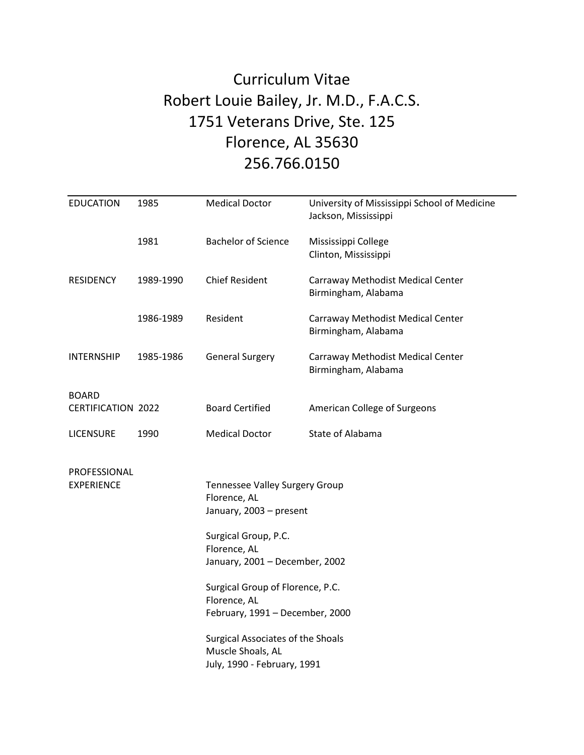# Curriculum Vitae
# Robert Louie Bailey, Jr. M.D., F.A.C.S.
# 1751 Veterans Drive, Ste. 125
# Florence, AL 35630
# 256.766.0150

---

| | | | |
|---|---|---|---|
| EDUCATION | 1985 | Medical Doctor | University of Mississippi School of Medicine<br>Jackson, Mississippi |
| | 1981 | Bachelor of Science | Mississippi College<br>Clinton, Mississippi |
| RESIDENCY | 1989-1990 | Chief Resident | Carraway Methodist Medical Center<br>Birmingham, Alabama |
| | 1986-1989 | Resident | Carraway Methodist Medical Center<br>Birmingham, Alabama |
| INTERNSHIP | 1985-1986 | General Surgery | Carraway Methodist Medical Center<br>Birmingham, Alabama |
| BOARD CERTIFICATION | 2022 | Board Certified | American College of Surgeons |
| LICENSURE | 1990 | Medical Doctor | State of Alabama |

PROFESSIONAL EXPERIENCE

Tennessee Valley Surgery Group
Florence, AL
January, 2003 – present

Surgical Group, P.C.
Florence, AL
January, 2001 – December, 2002

Surgical Group of Florence, P.C.
Florence, AL
February, 1991 – December, 2000

Surgical Associates of the Shoals
Muscle Shoals, AL
July, 1990 - February, 1991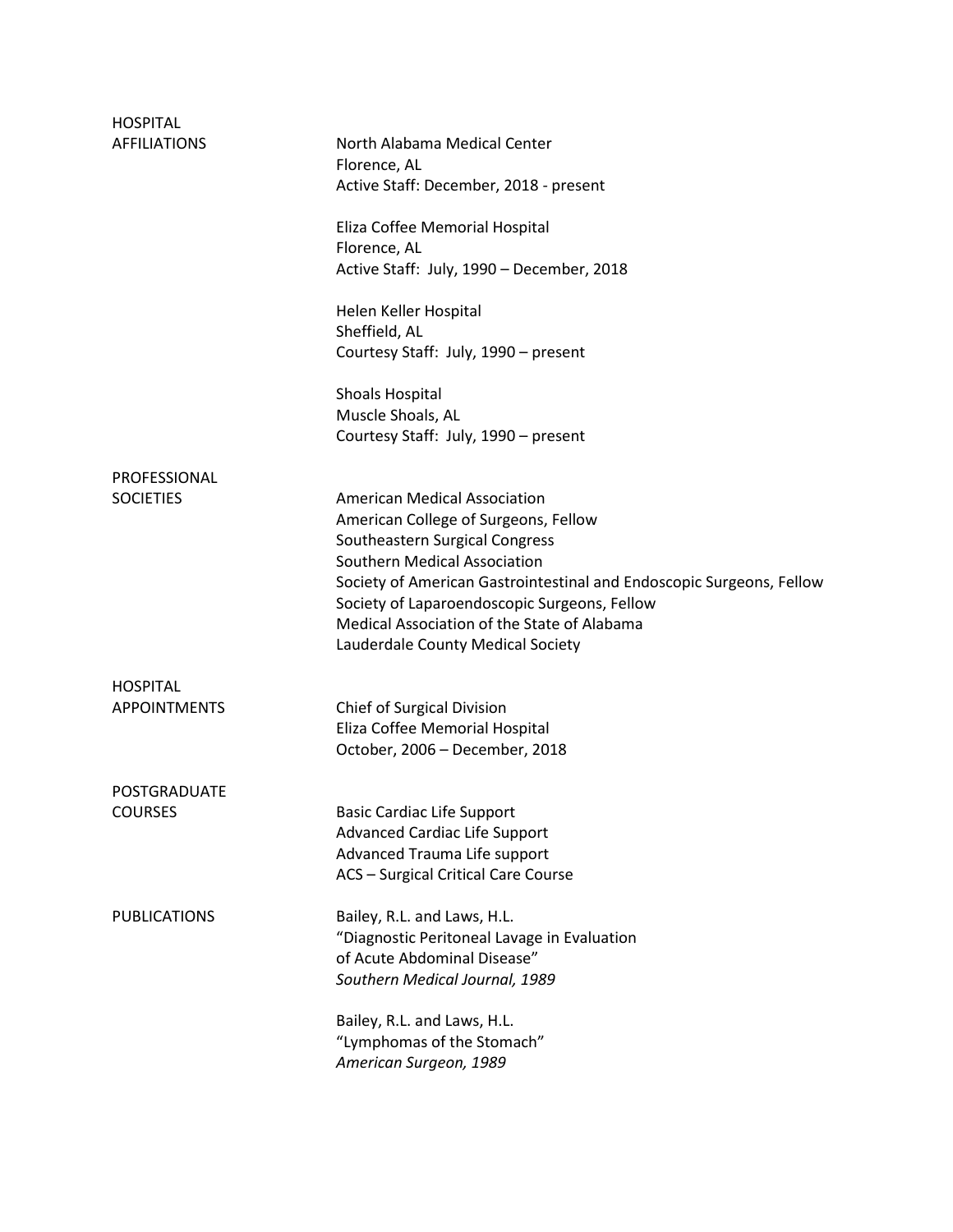## HOSPITAL AFFILIATIONS

North Alabama Medical Center
Florence, AL
Active Staff: December, 2018 - present

Eliza Coffee Memorial Hospital
Florence, AL
Active Staff: July, 1990 – December, 2018

Helen Keller Hospital
Sheffield, AL
Courtesy Staff: July, 1990 – present

Shoals Hospital
Muscle Shoals, AL
Courtesy Staff: July, 1990 – present

## PROFESSIONAL SOCIETIES

American Medical Association
American College of Surgeons, Fellow
Southeastern Surgical Congress
Southern Medical Association
Society of American Gastrointestinal and Endoscopic Surgeons, Fellow
Society of Laparoendoscopic Surgeons, Fellow
Medical Association of the State of Alabama
Lauderdale County Medical Society

## HOSPITAL APPOINTMENTS

Chief of Surgical Division
Eliza Coffee Memorial Hospital
October, 2006 – December, 2018

## POSTGRADUATE COURSES

Basic Cardiac Life Support
Advanced Cardiac Life Support
Advanced Trauma Life support
ACS – Surgical Critical Care Course

## PUBLICATIONS

Bailey, R.L. and Laws, H.L.
"Diagnostic Peritoneal Lavage in Evaluation of Acute Abdominal Disease"
*Southern Medical Journal, 1989*

Bailey, R.L. and Laws, H.L.
"Lymphomas of the Stomach"
*American Surgeon, 1989*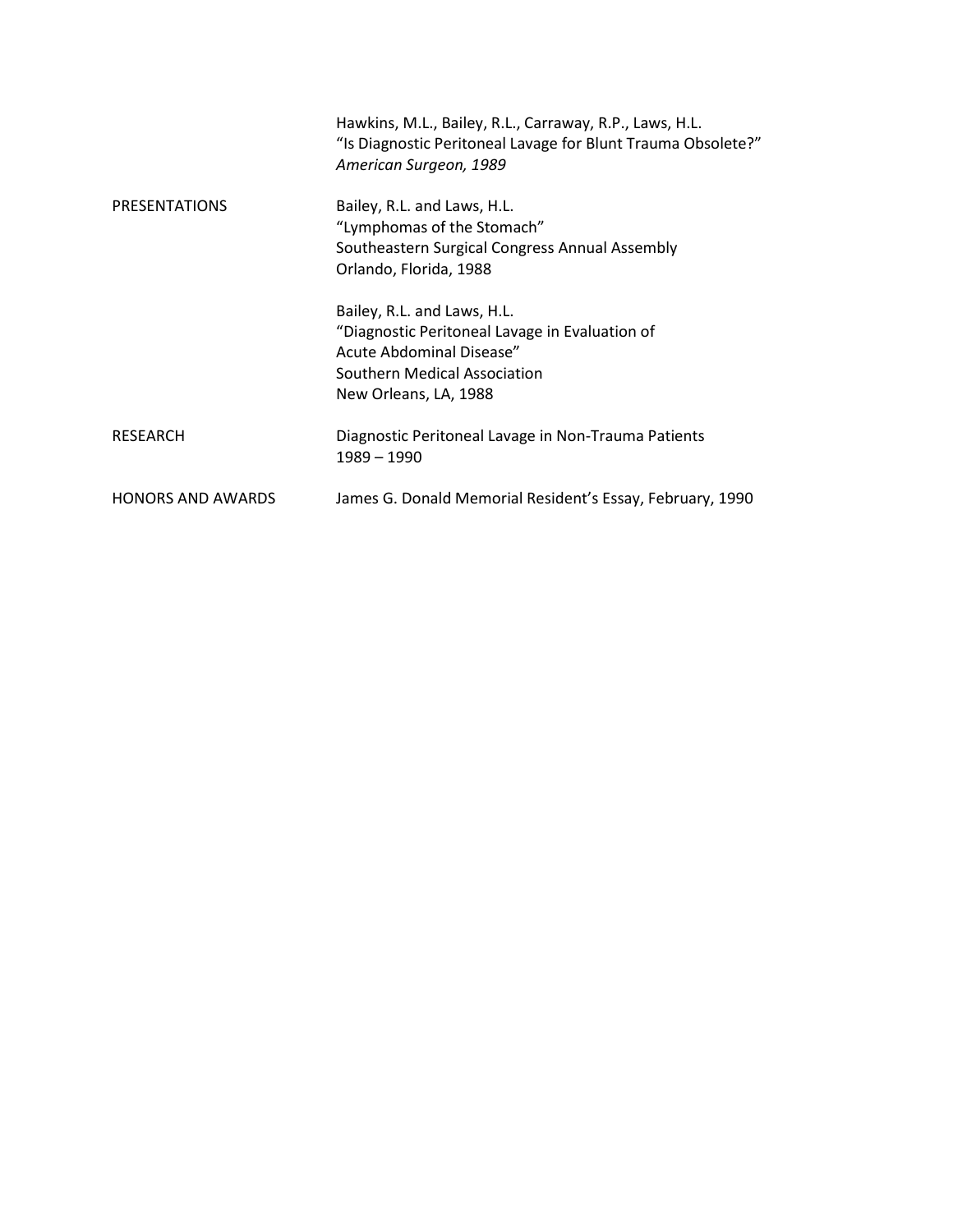Hawkins, M.L., Bailey, R.L., Carraway, R.P., Laws, H.L.
"Is Diagnostic Peritoneal Lavage for Blunt Trauma Obsolete?"
*American Surgeon, 1989*

## PRESENTATIONS

Bailey, R.L. and Laws, H.L.
"Lymphomas of the Stomach"
Southeastern Surgical Congress Annual Assembly
Orlando, Florida, 1988

Bailey, R.L. and Laws, H.L.
"Diagnostic Peritoneal Lavage in Evaluation of
Acute Abdominal Disease"
Southern Medical Association
New Orleans, LA, 1988

## RESEARCH

Diagnostic Peritoneal Lavage in Non-Trauma Patients
1989 – 1990

## HONORS AND AWARDS

James G. Donald Memorial Resident's Essay, February, 1990